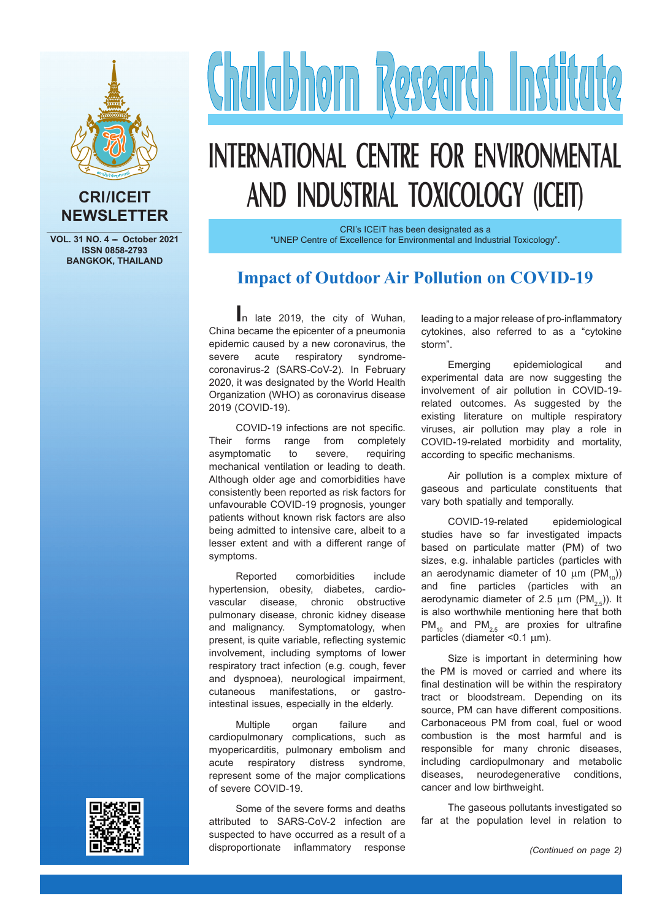# Chulabhorn Research Institute

## INTERNATIONAL CENTRE FOR ENVIRONMENTAL AND INDUSTRIAL TOXICOLOGY (ICEIT)

**CRI/ICEIT NEWSLETTER**

**VOL. 31 NO. 4 – October 2021**
**ISSN 0858-2793**
**BANGKOK, THAILAND**

CRI's ICEIT has been designated as a
"UNEP Centre of Excellence for Environmental and Industrial Toxicology".

## Impact of Outdoor Air Pollution on COVID-19

In late 2019, the city of Wuhan, China became the epicenter of a pneumonia epidemic caused by a new coronavirus, the severe acute respiratory syndrome-coronavirus-2 (SARS-CoV-2). In February 2020, it was designated by the World Health Organization (WHO) as coronavirus disease 2019 (COVID-19).

COVID-19 infections are not specific. Their forms range from completely asymptomatic to severe, requiring mechanical ventilation or leading to death. Although older age and comorbidities have consistently been reported as risk factors for unfavourable COVID-19 prognosis, younger patients without known risk factors are also being admitted to intensive care, albeit to a lesser extent and with a different range of symptoms.

Reported comorbidities include hypertension, obesity, diabetes, cardio-vascular disease, chronic obstructive pulmonary disease, chronic kidney disease and malignancy. Symptomatology, when present, is quite variable, reflecting systemic involvement, including symptoms of lower respiratory tract infection (e.g. cough, fever and dyspnoea), neurological impairment, cutaneous manifestations, or gastro-intestinal issues, especially in the elderly.

Multiple organ failure and cardiopulmonary complications, such as myopericarditis, pulmonary embolism and acute respiratory distress syndrome, represent some of the major complications of severe COVID-19.

Some of the severe forms and deaths attributed to SARS-CoV-2 infection are suspected to have occurred as a result of a disproportionate inflammatory response leading to a major release of pro-inflammatory cytokines, also referred to as a "cytokine storm".

Emerging epidemiological and experimental data are now suggesting the involvement of air pollution in COVID-19-related outcomes. As suggested by the existing literature on multiple respiratory viruses, air pollution may play a role in COVID-19-related morbidity and mortality, according to specific mechanisms.

Air pollution is a complex mixture of gaseous and particulate constituents that vary both spatially and temporally.

COVID-19-related epidemiological studies have so far investigated impacts based on particulate matter (PM) of two sizes, e.g. inhalable particles (particles with an aerodynamic diameter of 10 µm ($PM_{10}$)) and fine particles (particles with an aerodynamic diameter of 2.5 µm ($PM_{2.5}$)). It is also worthwhile mentioning here that both $PM_{10}$ and $PM_{2.5}$ are proxies for ultrafine particles (diameter <0.1 µm).

Size is important in determining how the PM is moved or carried and where its final destination will be within the respiratory tract or bloodstream. Depending on its source, PM can have different compositions. Carbonaceous PM from coal, fuel or wood combustion is the most harmful and is responsible for many chronic diseases, including cardiopulmonary and metabolic diseases, neurodegenerative conditions, cancer and low birthweight.

The gaseous pollutants investigated so far at the population level in relation to

*(Continued on page 2)*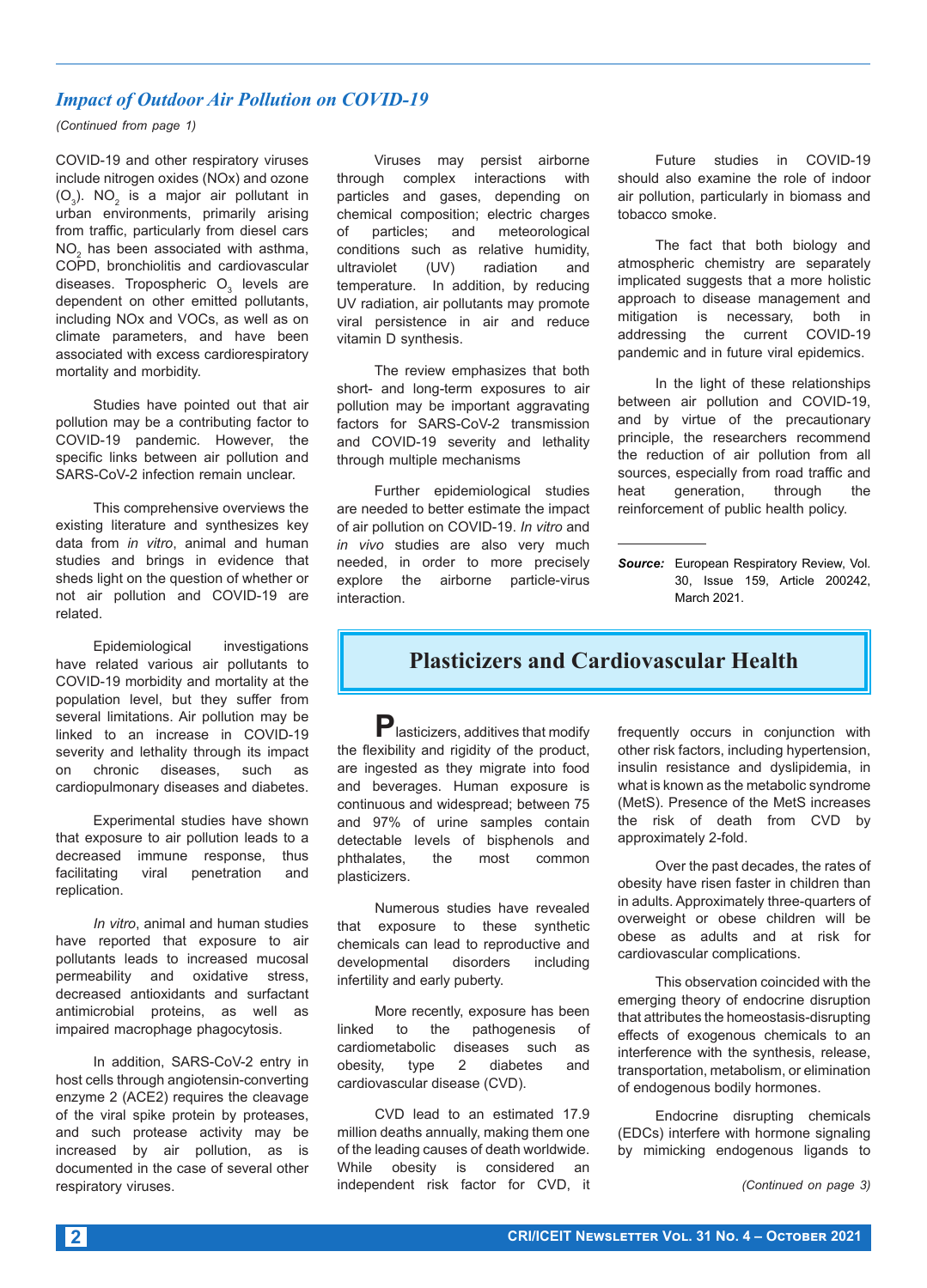## *Impact of Outdoor Air Pollution on COVID-19*

*(Continued from page 1)*

COVID-19 and other respiratory viruses include nitrogen oxides (NOx) and ozone ($O_3$). $NO_2$ is a major air pollutant in urban environments, primarily arising from traffic, particularly from diesel cars $NO_2$ has been associated with asthma, COPD, bronchiolitis and cardiovascular diseases. Tropospheric $O_3$ levels are dependent on other emitted pollutants, including NOx and VOCs, as well as on climate parameters, and have been associated with excess cardiorespiratory mortality and morbidity.

Studies have pointed out that air pollution may be a contributing factor to COVID-19 pandemic. However, the specific links between air pollution and SARS-CoV-2 infection remain unclear.

This comprehensive overviews the existing literature and synthesizes key data from *in vitro*, animal and human studies and brings in evidence that sheds light on the question of whether or not air pollution and COVID-19 are related.

Epidemiological investigations have related various air pollutants to COVID-19 morbidity and mortality at the population level, but they suffer from several limitations. Air pollution may be linked to an increase in COVID-19 severity and lethality through its impact on chronic diseases, such as cardiopulmonary diseases and diabetes.

Experimental studies have shown that exposure to air pollution leads to a decreased immune response, thus facilitating viral penetration and replication.

*In vitro*, animal and human studies have reported that exposure to air pollutants leads to increased mucosal permeability and oxidative stress, decreased antioxidants and surfactant antimicrobial proteins, as well as impaired macrophage phagocytosis.

In addition, SARS-CoV-2 entry in host cells through angiotensin-converting enzyme 2 (ACE2) requires the cleavage of the viral spike protein by proteases, and such protease activity may be increased by air pollution, as is documented in the case of several other respiratory viruses.

Viruses may persist airborne through complex interactions with particles and gases, depending on chemical composition; electric charges of particles; and meteorological conditions such as relative humidity, ultraviolet (UV) radiation and temperature. In addition, by reducing UV radiation, air pollutants may promote viral persistence in air and reduce vitamin D synthesis.

The review emphasizes that both short- and long-term exposures to air pollution may be important aggravating factors for SARS-CoV-2 transmission and COVID-19 severity and lethality through multiple mechanisms

Further epidemiological studies are needed to better estimate the impact of air pollution on COVID-19. *In vitro* and *in vivo* studies are also very much needed, in order to more precisely explore the airborne particle-virus interaction.

Future studies in COVID-19 should also examine the role of indoor air pollution, particularly in biomass and tobacco smoke.

The fact that both biology and atmospheric chemistry are separately implicated suggests that a more holistic approach to disease management and mitigation is necessary, both in addressing the current COVID-19 pandemic and in future viral epidemics.

In the light of these relationships between air pollution and COVID-19, and by virtue of the precautionary principle, the researchers recommend the reduction of air pollution from all sources, especially from road traffic and heat generation, through the reinforcement of public health policy.

---

***Source:*** European Respiratory Review, Vol. 30, Issue 159, Article 200242, March 2021.

## Plasticizers and Cardiovascular Health

**P**lasticizers, additives that modify the flexibility and rigidity of the product, are ingested as they migrate into food and beverages. Human exposure is continuous and widespread; between 75 and 97% of urine samples contain detectable levels of bisphenols and phthalates, the most common plasticizers.

Numerous studies have revealed that exposure to these synthetic chemicals can lead to reproductive and developmental disorders including infertility and early puberty.

More recently, exposure has been linked to the pathogenesis of cardiometabolic diseases such as obesity, type 2 diabetes and cardiovascular disease (CVD).

CVD lead to an estimated 17.9 million deaths annually, making them one of the leading causes of death worldwide. While obesity is considered an independent risk factor for CVD, it frequently occurs in conjunction with other risk factors, including hypertension, insulin resistance and dyslipidemia, in what is known as the metabolic syndrome (MetS). Presence of the MetS increases the risk of death from CVD by approximately 2-fold.

Over the past decades, the rates of obesity have risen faster in children than in adults. Approximately three-quarters of overweight or obese children will be obese as adults and at risk for cardiovascular complications.

This observation coincided with the emerging theory of endocrine disruption that attributes the homeostasis-disrupting effects of exogenous chemicals to an interference with the synthesis, release, transportation, metabolism, or elimination of endogenous bodily hormones.

Endocrine disrupting chemicals (EDCs) interfere with hormone signaling by mimicking endogenous ligands to

*(Continued on page 3)*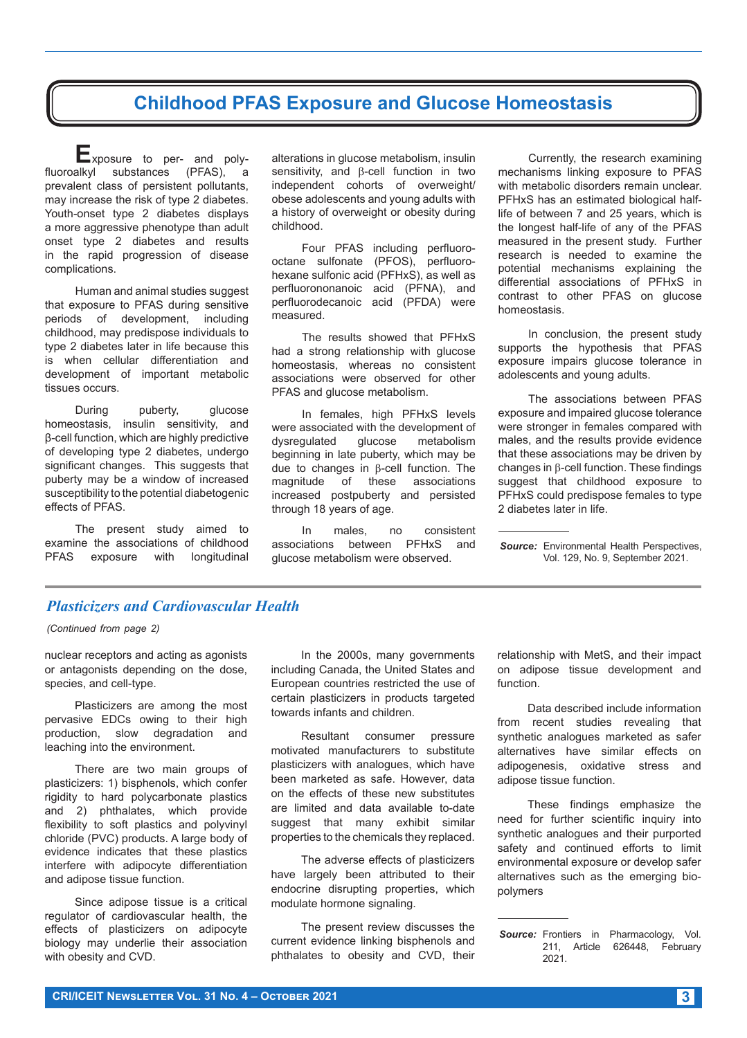# Childhood PFAS Exposure and Glucose Homeostasis

Exposure to per- and poly-fluoroalkyl substances (PFAS), a prevalent class of persistent pollutants, may increase the risk of type 2 diabetes. Youth-onset type 2 diabetes displays a more aggressive phenotype than adult onset type 2 diabetes and results in the rapid progression of disease complications.

Human and animal studies suggest that exposure to PFAS during sensitive periods of development, including childhood, may predispose individuals to type 2 diabetes later in life because this is when cellular differentiation and development of important metabolic tissues occurs.

During puberty, glucose homeostasis, insulin sensitivity, and β-cell function, which are highly predictive of developing type 2 diabetes, undergo significant changes. This suggests that puberty may be a window of increased susceptibility to the potential diabetogenic effects of PFAS.

The present study aimed to examine the associations of childhood PFAS exposure with longitudinal alterations in glucose metabolism, insulin sensitivity, and β-cell function in two independent cohorts of overweight/obese adolescents and young adults with a history of overweight or obesity during childhood.

Four PFAS including perfluoro-octane sulfonate (PFOS), perfluoro-hexane sulfonic acid (PFHxS), as well as perfluorononanoic acid (PFNA), and perfluorodecanoic acid (PFDA) were measured.

The results showed that PFHxS had a strong relationship with glucose homeostasis, whereas no consistent associations were observed for other PFAS and glucose metabolism.

In females, high PFHxS levels were associated with the development of dysregulated glucose metabolism beginning in late puberty, which may be due to changes in β-cell function. The magnitude of these associations increased postpuberty and persisted through 18 years of age.

In males, no consistent associations between PFHxS and glucose metabolism were observed.

Currently, the research examining mechanisms linking exposure to PFAS with metabolic disorders remain unclear. PFHxS has an estimated biological half-life of between 7 and 25 years, which is the longest half-life of any of the PFAS measured in the present study. Further research is needed to examine the potential mechanisms explaining the differential associations of PFHxS in contrast to other PFAS on glucose homeostasis.

In conclusion, the present study supports the hypothesis that PFAS exposure impairs glucose tolerance in adolescents and young adults.

The associations between PFAS exposure and impaired glucose tolerance were stronger in females compared with males, and the results provide evidence that these associations may be driven by changes in β-cell function. These findings suggest that childhood exposure to PFHxS could predispose females to type 2 diabetes later in life.

***Source:*** Environmental Health Perspectives, Vol. 129, No. 9, September 2021.

## *Plasticizers and Cardiovascular Health*

*(Continued from page 2)*

nuclear receptors and acting as agonists or antagonists depending on the dose, species, and cell-type.

Plasticizers are among the most pervasive EDCs owing to their high production, slow degradation and leaching into the environment.

There are two main groups of plasticizers: 1) bisphenols, which confer rigidity to hard polycarbonate plastics and 2) phthalates, which provide flexibility to soft plastics and polyvinyl chloride (PVC) products. A large body of evidence indicates that these plastics interfere with adipocyte differentiation and adipose tissue function.

Since adipose tissue is a critical regulator of cardiovascular health, the effects of plasticizers on adipocyte biology may underlie their association with obesity and CVD.

In the 2000s, many governments including Canada, the United States and European countries restricted the use of certain plasticizers in products targeted towards infants and children.

Resultant consumer pressure motivated manufacturers to substitute plasticizers with analogues, which have been marketed as safe. However, data on the effects of these new substitutes are limited and data available to-date suggest that many exhibit similar properties to the chemicals they replaced.

The adverse effects of plasticizers have largely been attributed to their endocrine disrupting properties, which modulate hormone signaling.

The present review discusses the current evidence linking bisphenols and phthalates to obesity and CVD, their relationship with MetS, and their impact on adipose tissue development and function.

Data described include information from recent studies revealing that synthetic analogues marketed as safer alternatives have similar effects on adipogenesis, oxidative stress and adipose tissue function.

These findings emphasize the need for further scientific inquiry into synthetic analogues and their purported safety and continued efforts to limit environmental exposure or develop safer alternatives such as the emerging bio-polymers

***Source:*** Frontiers in Pharmacology, Vol. 211, Article 626448, February 2021.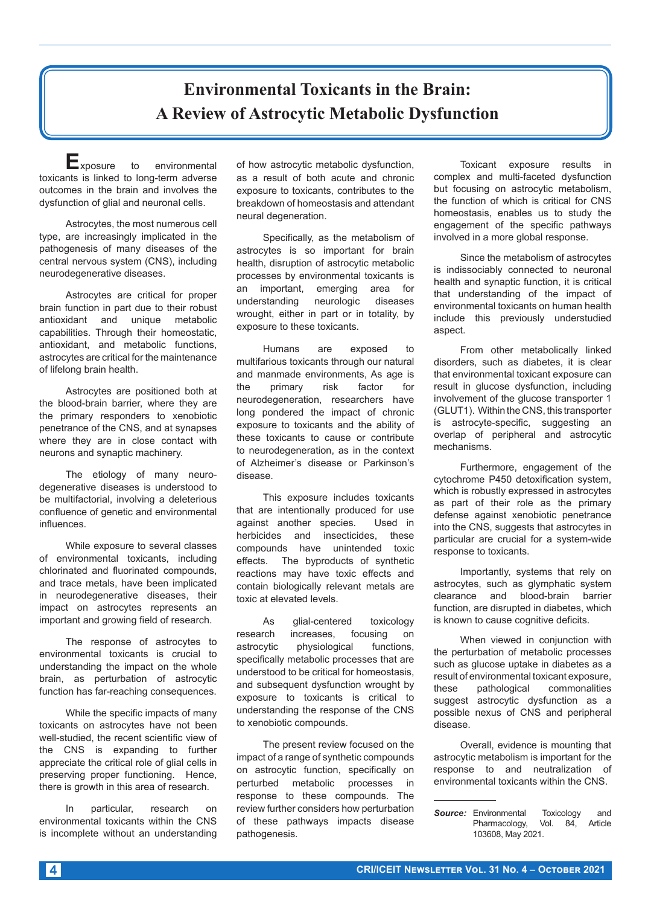# Environmental Toxicants in the Brain: A Review of Astrocytic Metabolic Dysfunction

Exposure to environmental toxicants is linked to long-term adverse outcomes in the brain and involves the dysfunction of glial and neuronal cells.

Astrocytes, the most numerous cell type, are increasingly implicated in the pathogenesis of many diseases of the central nervous system (CNS), including neurodegenerative diseases.

Astrocytes are critical for proper brain function in part due to their robust antioxidant and unique metabolic capabilities. Through their homeostatic, antioxidant, and metabolic functions, astrocytes are critical for the maintenance of lifelong brain health.

Astrocytes are positioned both at the blood-brain barrier, where they are the primary responders to xenobiotic penetrance of the CNS, and at synapses where they are in close contact with neurons and synaptic machinery.

The etiology of many neuro-degenerative diseases is understood to be multifactorial, involving a deleterious confluence of genetic and environmental influences.

While exposure to several classes of environmental toxicants, including chlorinated and fluorinated compounds, and trace metals, have been implicated in neurodegenerative diseases, their impact on astrocytes represents an important and growing field of research.

The response of astrocytes to environmental toxicants is crucial to understanding the impact on the whole brain, as perturbation of astrocytic function has far-reaching consequences.

While the specific impacts of many toxicants on astrocytes have not been well-studied, the recent scientific view of the CNS is expanding to further appreciate the critical role of glial cells in preserving proper functioning. Hence, there is growth in this area of research.

In particular, research on environmental toxicants within the CNS is incomplete without an understanding of how astrocytic metabolic dysfunction, as a result of both acute and chronic exposure to toxicants, contributes to the breakdown of homeostasis and attendant neural degeneration.

Specifically, as the metabolism of astrocytes is so important for brain health, disruption of astrocytic metabolic processes by environmental toxicants is an important, emerging area for understanding neurologic diseases wrought, either in part or in totality, by exposure to these toxicants.

Humans are exposed to multifarious toxicants through our natural and manmade environments, As age is the primary risk factor for neurodegeneration, researchers have long pondered the impact of chronic exposure to toxicants and the ability of these toxicants to cause or contribute to neurodegeneration, as in the context of Alzheimer's disease or Parkinson's disease.

This exposure includes toxicants that are intentionally produced for use against another species. Used in herbicides and insecticides, these compounds have unintended toxic effects. The byproducts of synthetic reactions may have toxic effects and contain biologically relevant metals are toxic at elevated levels.

As glial-centered toxicology research increases, focusing on astrocytic physiological functions, specifically metabolic processes that are understood to be critical for homeostasis, and subsequent dysfunction wrought by exposure to toxicants is critical to understanding the response of the CNS to xenobiotic compounds.

The present review focused on the impact of a range of synthetic compounds on astrocytic function, specifically on perturbed metabolic processes in response to these compounds. The review further considers how perturbation of these pathways impacts disease pathogenesis.

Toxicant exposure results in complex and multi-faceted dysfunction but focusing on astrocytic metabolism, the function of which is critical for CNS homeostasis, enables us to study the engagement of the specific pathways involved in a more global response.

Since the metabolism of astrocytes is indissociably connected to neuronal health and synaptic function, it is critical that understanding of the impact of environmental toxicants on human health include this previously understudied aspect.

From other metabolically linked disorders, such as diabetes, it is clear that environmental toxicant exposure can result in glucose dysfunction, including involvement of the glucose transporter 1 (GLUT1). Within the CNS, this transporter is astrocyte-specific, suggesting an overlap of peripheral and astrocytic mechanisms.

Furthermore, engagement of the cytochrome P450 detoxification system, which is robustly expressed in astrocytes as part of their role as the primary defense against xenobiotic penetrance into the CNS, suggests that astrocytes in particular are crucial for a system-wide response to toxicants.

Importantly, systems that rely on astrocytes, such as glymphatic system clearance and blood-brain barrier function, are disrupted in diabetes, which is known to cause cognitive deficits.

When viewed in conjunction with the perturbation of metabolic processes such as glucose uptake in diabetes as a result of environmental toxicant exposure, these pathological commonalities suggest astrocytic dysfunction as a possible nexus of CNS and peripheral disease.

Overall, evidence is mounting that astrocytic metabolism is important for the response to and neutralization of environmental toxicants within the CNS.

---

***Source:*** Environmental Toxicology and Pharmacology, Vol. 84, Article 103608, May 2021.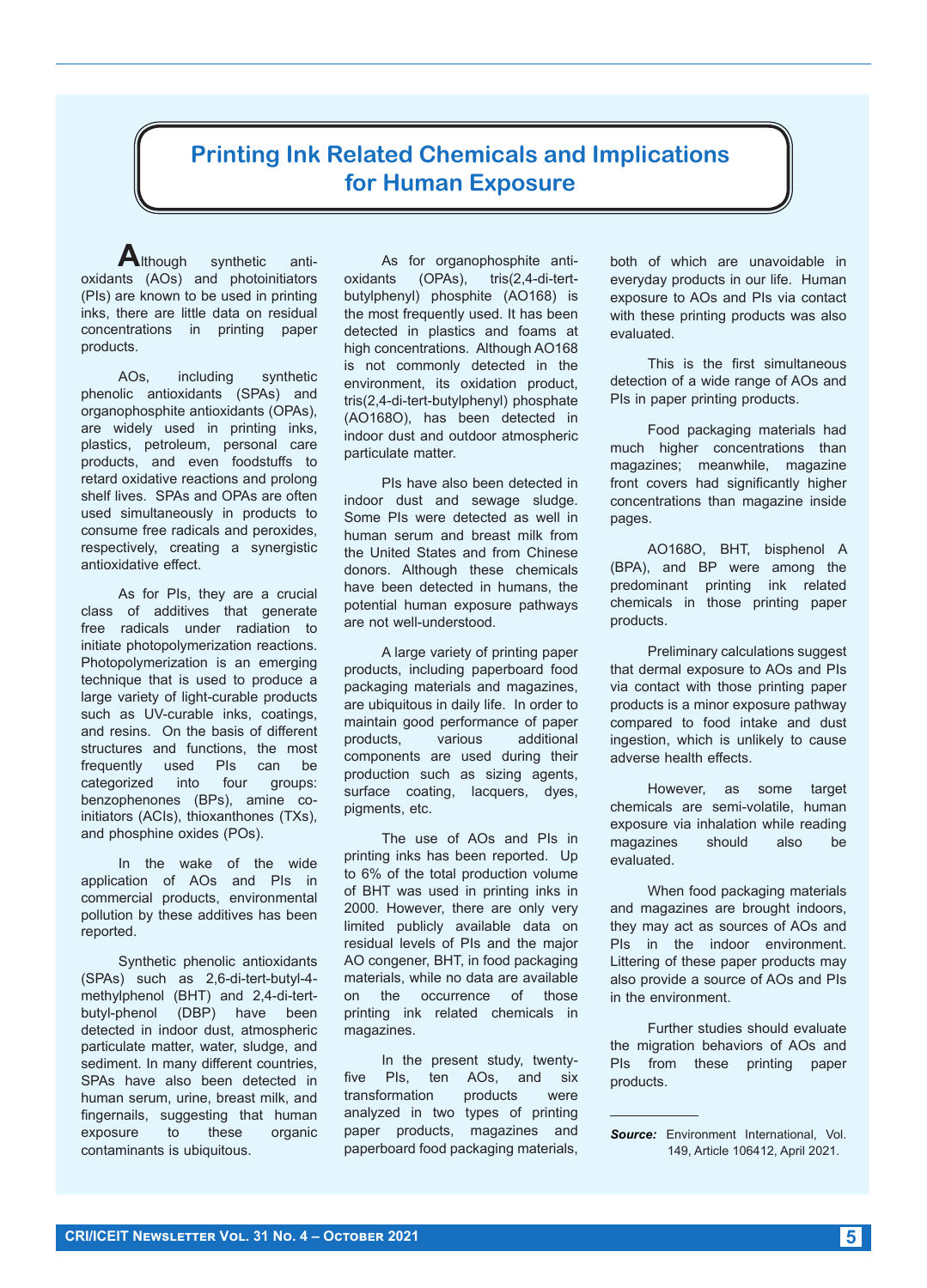# Printing Ink Related Chemicals and Implications for Human Exposure

Although synthetic antioxidants (AOs) and photoinitiators (PIs) are known to be used in printing inks, there are little data on residual concentrations in printing paper products.

AOs, including synthetic phenolic antioxidants (SPAs) and organophosphite antioxidants (OPAs), are widely used in printing inks, plastics, petroleum, personal care products, and even foodstuffs to retard oxidative reactions and prolong shelf lives. SPAs and OPAs are often used simultaneously in products to consume free radicals and peroxides, respectively, creating a synergistic antioxidative effect.

As for PIs, they are a crucial class of additives that generate free radicals under radiation to initiate photopolymerization reactions. Photopolymerization is an emerging technique that is used to produce a large variety of light-curable products such as UV-curable inks, coatings, and resins. On the basis of different structures and functions, the most frequently used PIs can be categorized into four groups: benzophenones (BPs), amine co-initiators (ACIs), thioxanthones (TXs), and phosphine oxides (POs).

In the wake of the wide application of AOs and PIs in commercial products, environmental pollution by these additives has been reported.

Synthetic phenolic antioxidants (SPAs) such as 2,6-di-tert-butyl-4-methylphenol (BHT) and 2,4-di-tert-butyl-phenol (DBP) have been detected in indoor dust, atmospheric particulate matter, water, sludge, and sediment. In many different countries, SPAs have also been detected in human serum, urine, breast milk, and fingernails, suggesting that human exposure to these organic contaminants is ubiquitous.

As for organophosphite antioxidants (OPAs), tris(2,4-di-tert-butylphenyl) phosphite (AO168) is the most frequently used. It has been detected in plastics and foams at high concentrations. Although AO168 is not commonly detected in the environment, its oxidation product, tris(2,4-di-tert-butylphenyl) phosphate (AO168O), has been detected in indoor dust and outdoor atmospheric particulate matter.

PIs have also been detected in indoor dust and sewage sludge. Some PIs were detected as well in human serum and breast milk from the United States and from Chinese donors. Although these chemicals have been detected in humans, the potential human exposure pathways are not well-understood.

A large variety of printing paper products, including paperboard food packaging materials and magazines, are ubiquitous in daily life. In order to maintain good performance of paper products, various additional components are used during their production such as sizing agents, surface coating, lacquers, dyes, pigments, etc.

The use of AOs and PIs in printing inks has been reported. Up to 6% of the total production volume of BHT was used in printing inks in 2000. However, there are only very limited publicly available data on residual levels of PIs and the major AO congener, BHT, in food packaging materials, while no data are available on the occurrence of those printing ink related chemicals in magazines.

In the present study, twenty-five PIs, ten AOs, and six transformation products were analyzed in two types of printing paper products, magazines and paperboard food packaging materials, both of which are unavoidable in everyday products in our life. Human exposure to AOs and PIs via contact with these printing products was also evaluated.

This is the first simultaneous detection of a wide range of AOs and PIs in paper printing products.

Food packaging materials had much higher concentrations than magazines; meanwhile, magazine front covers had significantly higher concentrations than magazine inside pages.

AO168O, BHT, bisphenol A (BPA), and BP were among the predominant printing ink related chemicals in those printing paper products.

Preliminary calculations suggest that dermal exposure to AOs and PIs via contact with those printing paper products is a minor exposure pathway compared to food intake and dust ingestion, which is unlikely to cause adverse health effects.

However, as some target chemicals are semi-volatile, human exposure via inhalation while reading magazines should also be evaluated.

When food packaging materials and magazines are brought indoors, they may act as sources of AOs and PIs in the indoor environment. Littering of these paper products may also provide a source of AOs and PIs in the environment.

Further studies should evaluate the migration behaviors of AOs and PIs from these printing paper products.

---

***Source:*** Environment International, Vol. 149, Article 106412, April 2021.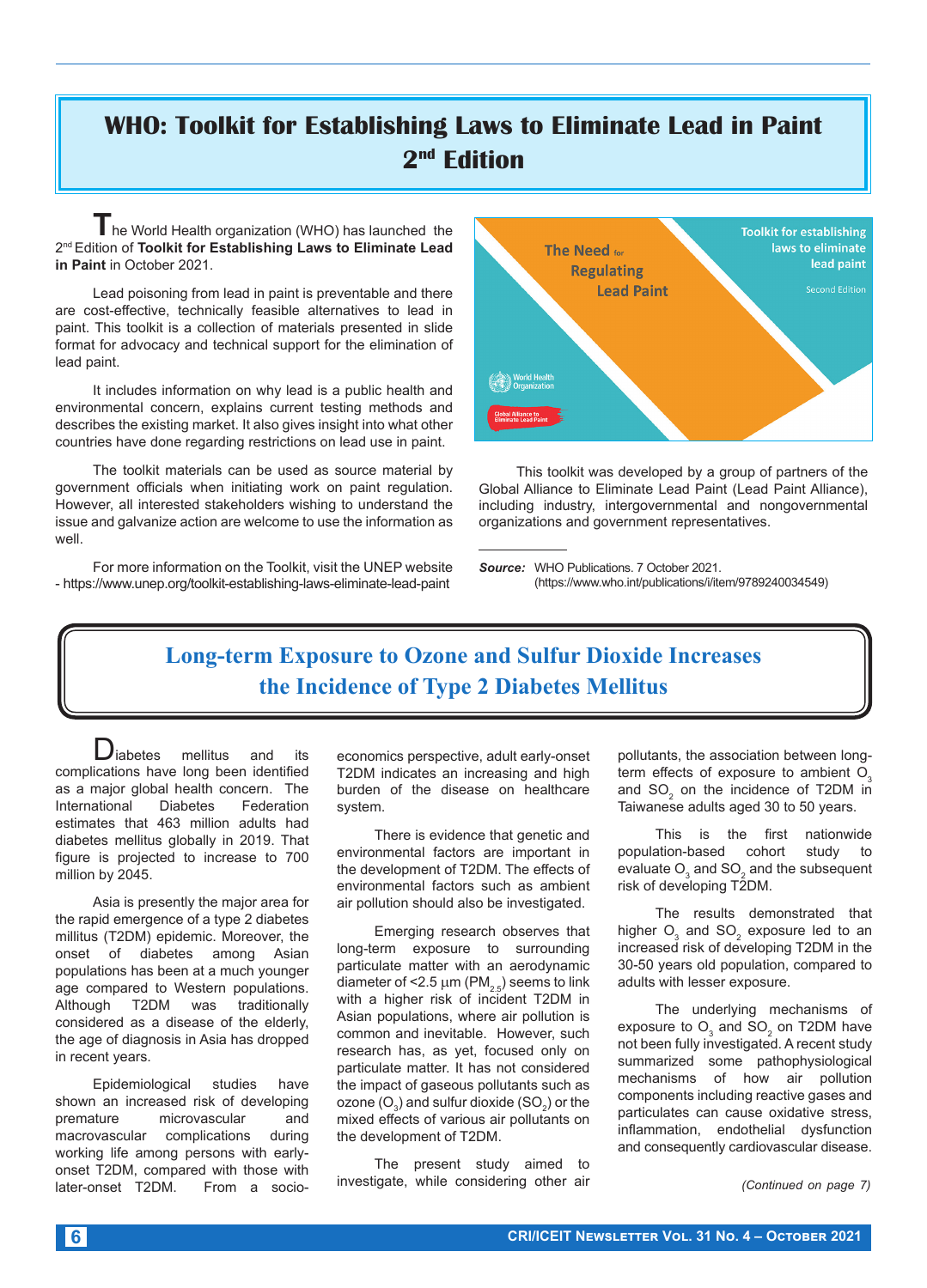# WHO: Toolkit for Establishing Laws to Eliminate Lead in Paint 2nd Edition

The World Health organization (WHO) has launched the 2nd Edition of **Toolkit for Establishing Laws to Eliminate Lead in Paint** in October 2021.

Lead poisoning from lead in paint is preventable and there are cost-effective, technically feasible alternatives to lead in paint. This toolkit is a collection of materials presented in slide format for advocacy and technical support for the elimination of lead paint.

It includes information on why lead is a public health and environmental concern, explains current testing methods and describes the existing market. It also gives insight into what other countries have done regarding restrictions on lead use in paint.

The toolkit materials can be used as source material by government officials when initiating work on paint regulation. However, all interested stakeholders wishing to understand the issue and galvanize action are welcome to use the information as well.

For more information on the Toolkit, visit the UNEP website - https://www.unep.org/toolkit-establishing-laws-eliminate-lead-paint

This toolkit was developed by a group of partners of the Global Alliance to Eliminate Lead Paint (Lead Paint Alliance), including industry, intergovernmental and nongovernmental organizations and government representatives.

***Source:*** WHO Publications. 7 October 2021. (https://www.who.int/publications/i/item/9789240034549)

# Long-term Exposure to Ozone and Sulfur Dioxide Increases the Incidence of Type 2 Diabetes Mellitus

Diabetes mellitus and its complications have long been identified as a major global health concern. The International Diabetes Federation estimates that 463 million adults had diabetes mellitus globally in 2019. That figure is projected to increase to 700 million by 2045.

Asia is presently the major area for the rapid emergence of a type 2 diabetes millitus (T2DM) epidemic. Moreover, the onset of diabetes among Asian populations has been at a much younger age compared to Western populations. Although T2DM was traditionally considered as a disease of the elderly, the age of diagnosis in Asia has dropped in recent years.

Epidemiological studies have shown an increased risk of developing premature microvascular and macrovascular complications during working life among persons with early-onset T2DM, compared with those with later-onset T2DM. From a socio-economics perspective, adult early-onset T2DM indicates an increasing and high burden of the disease on healthcare system.

There is evidence that genetic and environmental factors are important in the development of T2DM. The effects of environmental factors such as ambient air pollution should also be investigated.

Emerging research observes that long-term exposure to surrounding particulate matter with an aerodynamic diameter of <2.5 µm ($PM_{2.5}$) seems to link with a higher risk of incident T2DM in Asian populations, where air pollution is common and inevitable. However, such research has, as yet, focused only on particulate matter. It has not considered the impact of gaseous pollutants such as ozone ($O_3$) and sulfur dioxide ($SO_2$) or the mixed effects of various air pollutants on the development of T2DM.

The present study aimed to investigate, while considering other air pollutants, the association between long-term effects of exposure to ambient $O_3$ and $SO_2$ on the incidence of T2DM in Taiwanese adults aged 30 to 50 years.

This is the first nationwide population-based cohort study to evaluate $O_3$ and $SO_2$ and the subsequent risk of developing T2DM.

The results demonstrated that higher $O_3$ and $SO_2$ exposure led to an increased risk of developing T2DM in the 30-50 years old population, compared to adults with lesser exposure.

The underlying mechanisms of exposure to $O_3$ and $SO_2$ on T2DM have not been fully investigated. A recent study summarized some pathophysiological mechanisms of how air pollution components including reactive gases and particulates can cause oxidative stress, inflammation, endothelial dysfunction and consequently cardiovascular disease.

*(Continued on page 7)*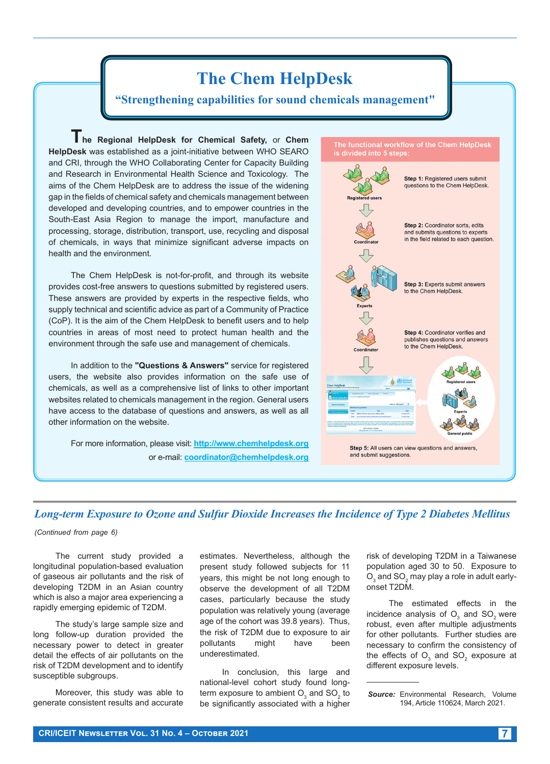# The Chem HelpDesk

## "Strengthening capabilities for sound chemicals management"

**The Regional HelpDesk for Chemical Safety,** or **Chem HelpDesk** was established as a joint-initiative between WHO SEARO and CRI, through the WHO Collaborating Center for Capacity Building and Research in Environmental Health Science and Toxicology. The aims of the Chem HelpDesk are to address the issue of the widening gap in the fields of chemical safety and chemicals management between developed and developing countries, and to empower countries in the South-East Asia Region to manage the import, manufacture and processing, storage, distribution, transport, use, recycling and disposal of chemicals, in ways that minimize significant adverse impacts on health and the environment.

The Chem HelpDesk is not-for-profit, and through its website provides cost-free answers to questions submitted by registered users. These answers are provided by experts in the respective fields, who supply technical and scientific advice as part of a Community of Practice (CoP). It is the aim of the Chem HelpDesk to benefit users and to help countries in areas of most need to protect human health and the environment through the safe use and management of chemicals.

In addition to the **"Questions & Answers"** service for registered users, the website also provides information on the safe use of chemicals, as well as a comprehensive list of links to other important websites related to chemicals management in the region. General users have access to the database of questions and answers, as well as all other information on the website.

For more information, please visit: http://www.chemhelpdesk.org or e-mail: coordinator@chemhelpdesk.org

**The functional workflow of the Chem HelpDesk is divided into 5 steps:**

Registered users

**Step 1:** Registered users submit questions to the Chem HelpDesk.

Coordinator

**Step 2:** Coordinator sorts, edits and submits questions to experts in the field related to each question.

Experts

**Step 3:** Experts submit answers to the Chem HelpDesk.

Coordinator

**Step 4:** Coordinator verifies and publishes questions and answers to the Chem HelpDesk.

Registered users, Experts, General public

**Step 5:** All users can view questions and answers, and submit suggestions.

## *Long-term Exposure to Ozone and Sulfur Dioxide Increases the Incidence of Type 2 Diabetes Mellitus*

*(Continued from page 6)*

The current study provided a longitudinal population-based evaluation of gaseous air pollutants and the risk of developing T2DM in an Asian country which is also a major area experiencing a rapidly emerging epidemic of T2DM.

The study's large sample size and long follow-up duration provided the necessary power to detect in greater detail the effects of air pollutants on the risk of T2DM development and to identify susceptible subgroups.

Moreover, this study was able to generate consistent results and accurate estimates. Nevertheless, although the present study followed subjects for 11 years, this might be not long enough to observe the development of all T2DM cases, particularly because the study population was relatively young (average age of the cohort was 39.8 years). Thus, the risk of T2DM due to exposure to air pollutants might have been underestimated.

In conclusion, this large and national-level cohort study found long-term exposure to ambient $O_3$ and $SO_2$ to be significantly associated with a higher risk of developing T2DM in a Taiwanese population aged 30 to 50. Exposure to $O_3$ and $SO_2$ may play a role in adult early-onset T2DM.

The estimated effects in the incidence analysis of $O_3$ and $SO_2$ were robust, even after multiple adjustments for other pollutants. Further studies are necessary to confirm the consistency of the effects of $O_3$ and $SO_2$ exposure at different exposure levels.

***Source:*** Environmental Research, Volume 194, Article 110624, March 2021.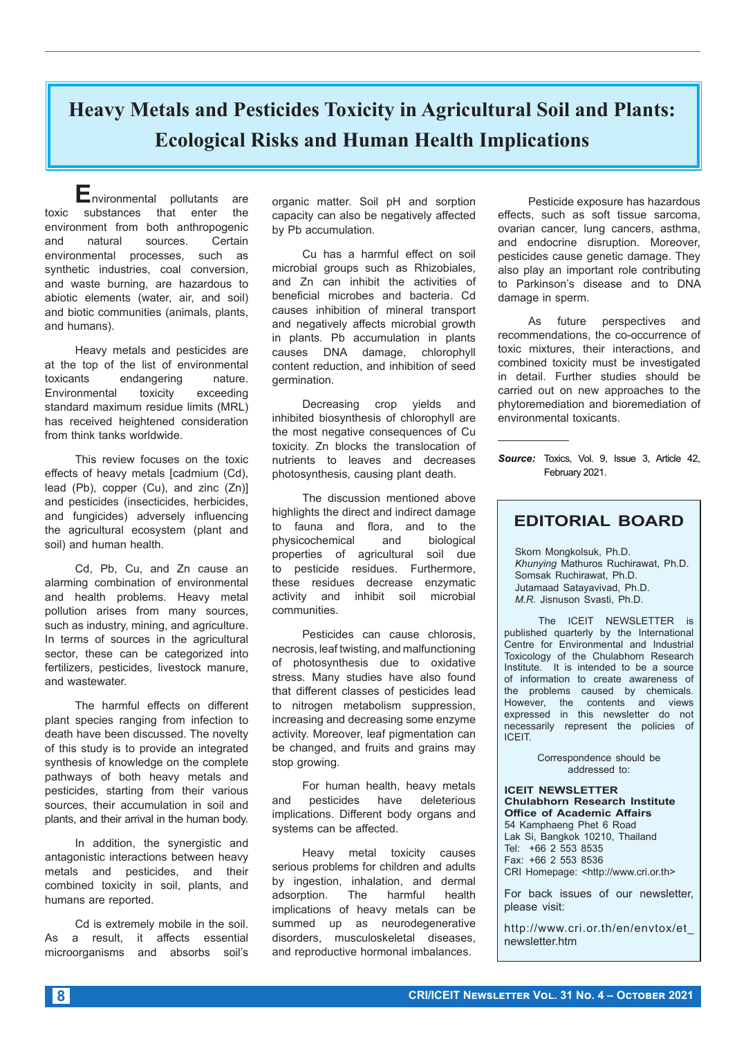# Heavy Metals and Pesticides Toxicity in Agricultural Soil and Plants: Ecological Risks and Human Health Implications

Environmental pollutants are toxic substances that enter the environment from both anthropogenic and natural sources. Certain environmental processes, such as synthetic industries, coal conversion, and waste burning, are hazardous to abiotic elements (water, air, and soil) and biotic communities (animals, plants, and humans).

Heavy metals and pesticides are at the top of the list of environmental toxicants endangering nature. Environmental toxicity exceeding standard maximum residue limits (MRL) has received heightened consideration from think tanks worldwide.

This review focuses on the toxic effects of heavy metals [cadmium (Cd), lead (Pb), copper (Cu), and zinc (Zn)] and pesticides (insecticides, herbicides, and fungicides) adversely influencing the agricultural ecosystem (plant and soil) and human health.

Cd, Pb, Cu, and Zn cause an alarming combination of environmental and health problems. Heavy metal pollution arises from many sources, such as industry, mining, and agriculture. In terms of sources in the agricultural sector, these can be categorized into fertilizers, pesticides, livestock manure, and wastewater.

The harmful effects on different plant species ranging from infection to death have been discussed. The novelty of this study is to provide an integrated synthesis of knowledge on the complete pathways of both heavy metals and pesticides, starting from their various sources, their accumulation in soil and plants, and their arrival in the human body.

In addition, the synergistic and antagonistic interactions between heavy metals and pesticides, and their combined toxicity in soil, plants, and humans are reported.

Cd is extremely mobile in the soil. As a result, it affects essential microorganisms and absorbs soil's organic matter. Soil pH and sorption capacity can also be negatively affected by Pb accumulation.

Cu has a harmful effect on soil microbial groups such as Rhizobiales, and Zn can inhibit the activities of beneficial microbes and bacteria. Cd causes inhibition of mineral transport and negatively affects microbial growth in plants. Pb accumulation in plants causes DNA damage, chlorophyll content reduction, and inhibition of seed germination.

Decreasing crop yields and inhibited biosynthesis of chlorophyll are the most negative consequences of Cu toxicity. Zn blocks the translocation of nutrients to leaves and decreases photosynthesis, causing plant death.

The discussion mentioned above highlights the direct and indirect damage to fauna and flora, and to the physicochemical and biological properties of agricultural soil due to pesticide residues. Furthermore, these residues decrease enzymatic activity and inhibit soil microbial communities.

Pesticides can cause chlorosis, necrosis, leaf twisting, and malfunctioning of photosynthesis due to oxidative stress. Many studies have also found that different classes of pesticides lead to nitrogen metabolism suppression, increasing and decreasing some enzyme activity. Moreover, leaf pigmentation can be changed, and fruits and grains may stop growing.

For human health, heavy metals and pesticides have deleterious implications. Different body organs and systems can be affected.

Heavy metal toxicity causes serious problems for children and adults by ingestion, inhalation, and dermal adsorption. The harmful health implications of heavy metals can be summed up as neurodegenerative disorders, musculoskeletal diseases, and reproductive hormonal imbalances.

Pesticide exposure has hazardous effects, such as soft tissue sarcoma, ovarian cancer, lung cancers, asthma, and endocrine disruption. Moreover, pesticides cause genetic damage. They also play an important role contributing to Parkinson's disease and to DNA damage in sperm.

As future perspectives and recommendations, the co-occurrence of toxic mixtures, their interactions, and combined toxicity must be investigated in detail. Further studies should be carried out on new approaches to the phytoremediation and bioremediation of environmental toxicants.

---

***Source:*** Toxics, Vol. 9, Issue 3, Article 42, February 2021.

## EDITORIAL BOARD

Skorn Mongkolsuk, Ph.D.
*Khunying* Mathuros Ruchirawat, Ph.D.
Somsak Ruchirawat, Ph.D.
Jutamaad Satayavivad, Ph.D.
*M.R.* Jisnuson Svasti, Ph.D.

The ICEIT NEWSLETTER is published quarterly by the International Centre for Environmental and Industrial Toxicology of the Chulabhorn Research Institute. It is intended to be a source of information to create awareness of the problems caused by chemicals. However, the contents and views expressed in this newsletter do not necessarily represent the policies of ICEIT.

Correspondence should be addressed to:

**ICEIT NEWSLETTER**
**Chulabhorn Research Institute**
**Office of Academic Affairs**
54 Kamphaeng Phet 6 Road
Lak Si, Bangkok 10210, Thailand
Tel: +66 2 553 8535
Fax: +66 2 553 8536
CRI Homepage: <http://www.cri.or.th>

For back issues of our newsletter, please visit:

http://www.cri.or.th/en/envtox/et_newsletter.htm